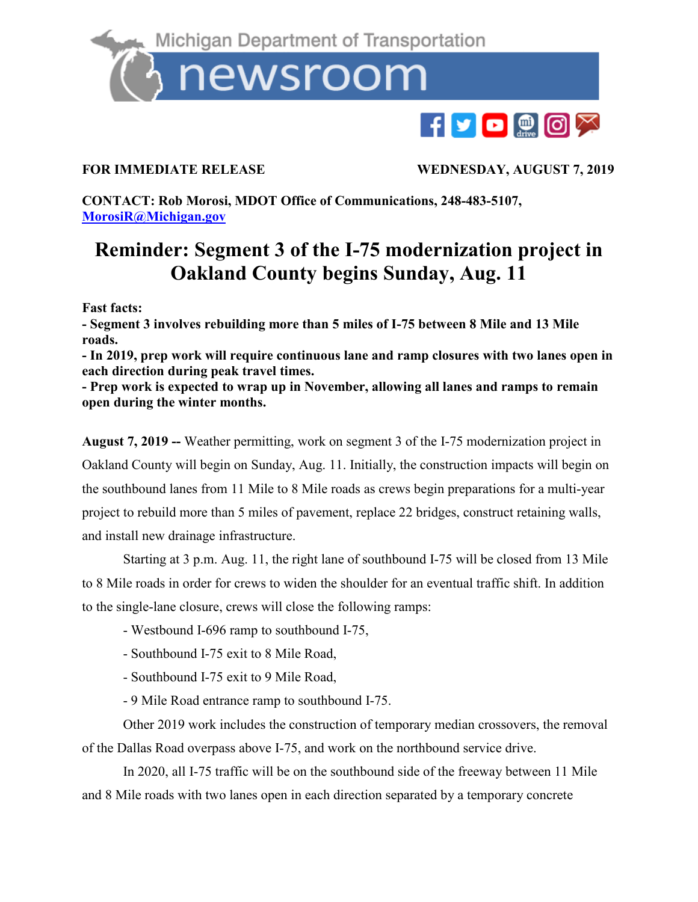Michigan Department of Transportation

# newsroom

**FOR IMMEDIATE RELEASE** **WEDNESDAY, AUGUST 7, 2019**

**CONTACT: Rob Morosi, MDOT Office of Communications, 248-483-5107, [MorosiR@Michigan.gov](mailto:MorosiR@Michigan.gov)**

# Reminder: Segment 3 of the I-75 modernization project in Oakland County begins Sunday, Aug. 11

**Fast facts:**
**- Segment 3 involves rebuilding more than 5 miles of I-75 between 8 Mile and 13 Mile roads.**
**- In 2019, prep work will require continuous lane and ramp closures with two lanes open in each direction during peak travel times.**
**- Prep work is expected to wrap up in November, allowing all lanes and ramps to remain open during the winter months.**

**August 7, 2019 --** Weather permitting, work on segment 3 of the I-75 modernization project in Oakland County will begin on Sunday, Aug. 11. Initially, the construction impacts will begin on the southbound lanes from 11 Mile to 8 Mile roads as crews begin preparations for a multi-year project to rebuild more than 5 miles of pavement, replace 22 bridges, construct retaining walls, and install new drainage infrastructure.

Starting at 3 p.m. Aug. 11, the right lane of southbound I-75 will be closed from 13 Mile to 8 Mile roads in order for crews to widen the shoulder for an eventual traffic shift. In addition to the single-lane closure, crews will close the following ramps:

- Westbound I-696 ramp to southbound I-75,
- Southbound I-75 exit to 8 Mile Road,
- Southbound I-75 exit to 9 Mile Road,
- 9 Mile Road entrance ramp to southbound I-75.

Other 2019 work includes the construction of temporary median crossovers, the removal of the Dallas Road overpass above I-75, and work on the northbound service drive.

In 2020, all I-75 traffic will be on the southbound side of the freeway between 11 Mile and 8 Mile roads with two lanes open in each direction separated by a temporary concrete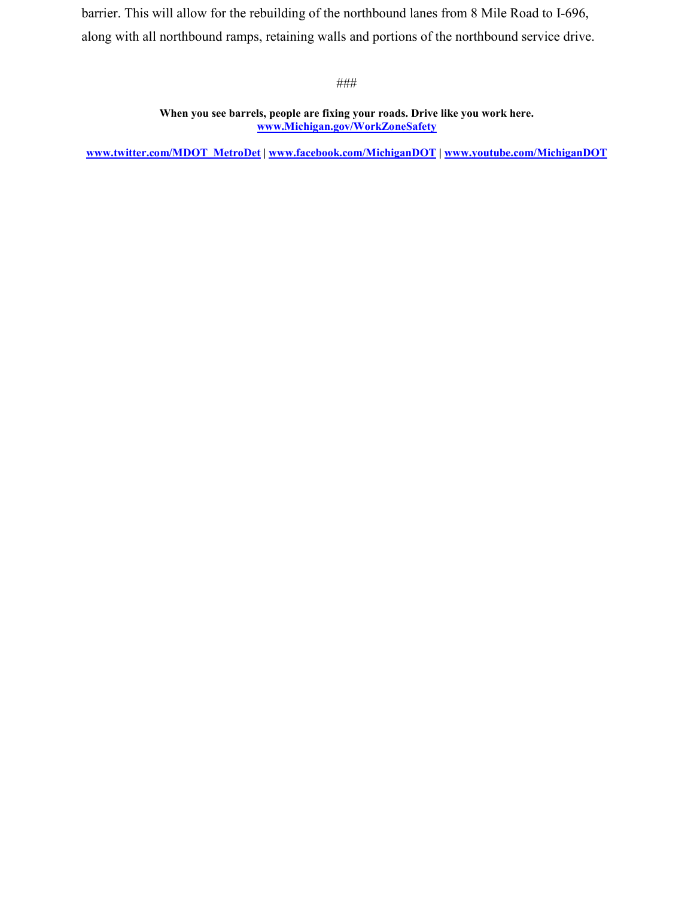barrier. This will allow for the rebuilding of the northbound lanes from 8 Mile Road to I-696, along with all northbound ramps, retaining walls and portions of the northbound service drive.

###

**When you see barrels, people are fixing your roads. Drive like you work here.**
**www.Michigan.gov/WorkZoneSafety**

**www.twitter.com/MDOT_MetroDet | www.facebook.com/MichiganDOT | www.youtube.com/MichiganDOT**